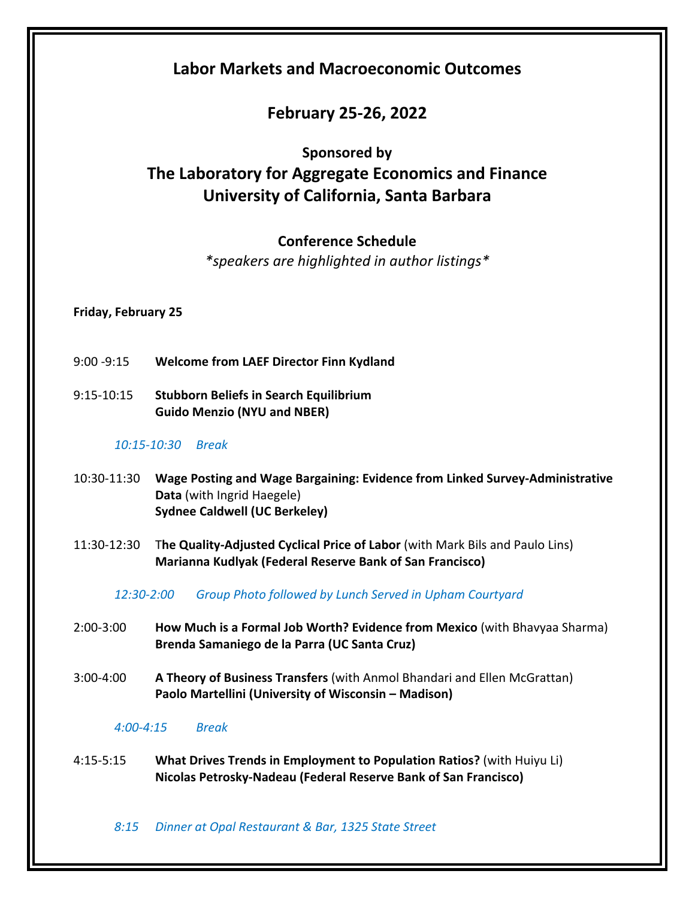# Labor Markets and Macroeconomic Outcomes

## February 25-26, 2022

**Sponsored by**

## The Laboratory for Aggregate Economics and Finance
## University of California, Santa Barbara

**Conference Schedule**

*\*speakers are highlighted in author listings\**

**Friday, February 25**

9:00 -9:15 **Welcome from LAEF Director Finn Kydland**

9:15-10:15 **Stubborn Beliefs in Search Equilibrium**
**Guido Menzio (NYU and NBER)**

*10:15-10:30 Break*

10:30-11:30 **Wage Posting and Wage Bargaining: Evidence from Linked Survey-Administrative Data** (with Ingrid Haegele)
**Sydnee Caldwell (UC Berkeley)**

11:30-12:30 **The Quality-Adjusted Cyclical Price of Labor** (with Mark Bils and Paulo Lins)
**Marianna Kudlyak (Federal Reserve Bank of San Francisco)**

*12:30-2:00 Group Photo followed by Lunch Served in Upham Courtyard*

2:00-3:00 **How Much is a Formal Job Worth? Evidence from Mexico** (with Bhavyaa Sharma)
**Brenda Samaniego de la Parra (UC Santa Cruz)**

3:00-4:00 **A Theory of Business Transfers** (with Anmol Bhandari and Ellen McGrattan)
**Paolo Martellini (University of Wisconsin – Madison)**

*4:00-4:15 Break*

4:15-5:15 **What Drives Trends in Employment to Population Ratios?** (with Huiyu Li)
**Nicolas Petrosky-Nadeau (Federal Reserve Bank of San Francisco)**

*8:15 Dinner at Opal Restaurant & Bar, 1325 State Street*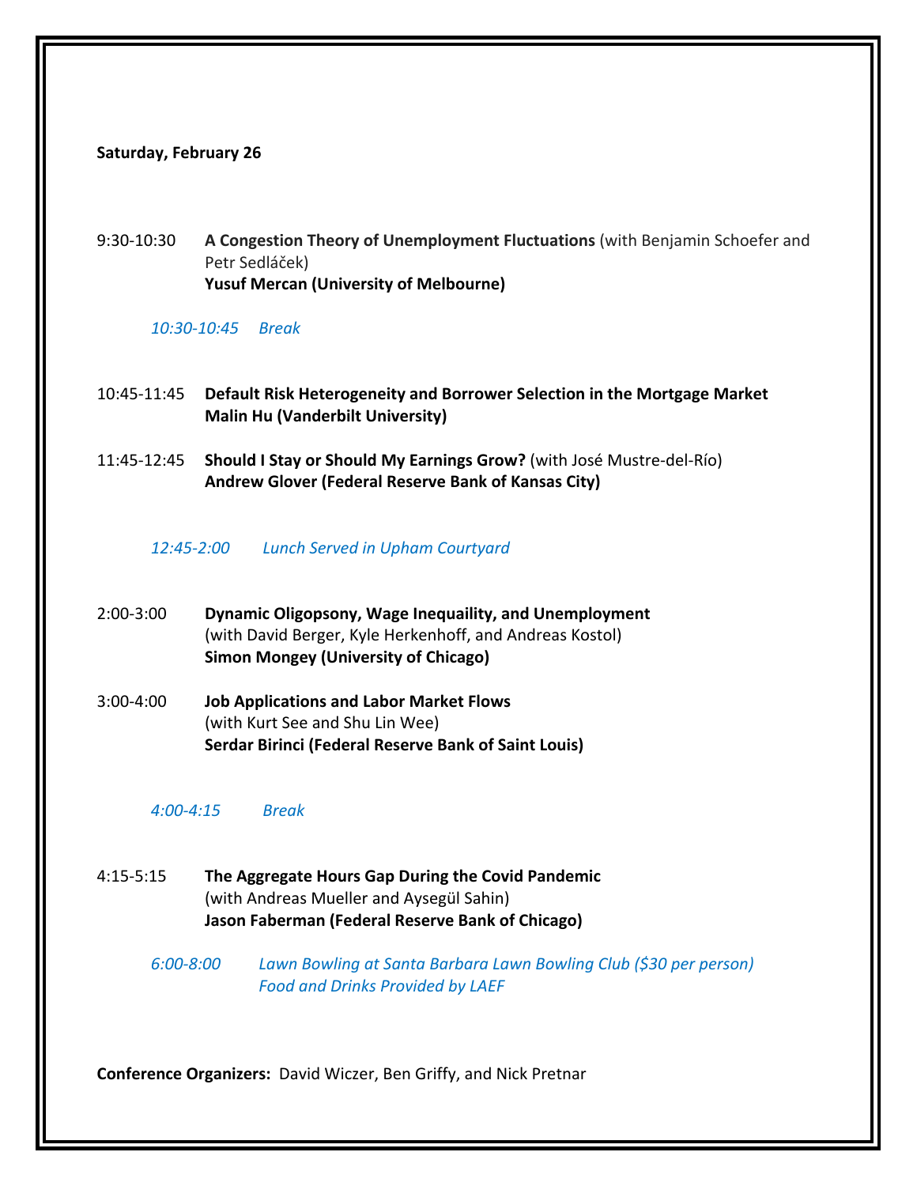**Saturday, February 26**

9:30-10:30 **A Congestion Theory of Unemployment Fluctuations** (with Benjamin Schoefer and Petr Sedláček)
**Yusuf Mercan (University of Melbourne)**

*10:30-10:45 Break*

10:45-11:45 **Default Risk Heterogeneity and Borrower Selection in the Mortgage Market**
**Malin Hu (Vanderbilt University)**

11:45-12:45 **Should I Stay or Should My Earnings Grow?** (with José Mustre-del-Río)
**Andrew Glover (Federal Reserve Bank of Kansas City)**

*12:45-2:00 Lunch Served in Upham Courtyard*

2:00-3:00 **Dynamic Oligopsony, Wage Inequaility, and Unemployment**
(with David Berger, Kyle Herkenhoff, and Andreas Kostol)
**Simon Mongey (University of Chicago)**

3:00-4:00 **Job Applications and Labor Market Flows**
(with Kurt See and Shu Lin Wee)
**Serdar Birinci (Federal Reserve Bank of Saint Louis)**

*4:00-4:15 Break*

4:15-5:15 **The Aggregate Hours Gap During the Covid Pandemic**
(with Andreas Mueller and Aysegül Sahin)
**Jason Faberman (Federal Reserve Bank of Chicago)**

*6:00-8:00 Lawn Bowling at Santa Barbara Lawn Bowling Club ($30 per person)*
*Food and Drinks Provided by LAEF*

**Conference Organizers:** David Wiczer, Ben Griffy, and Nick Pretnar